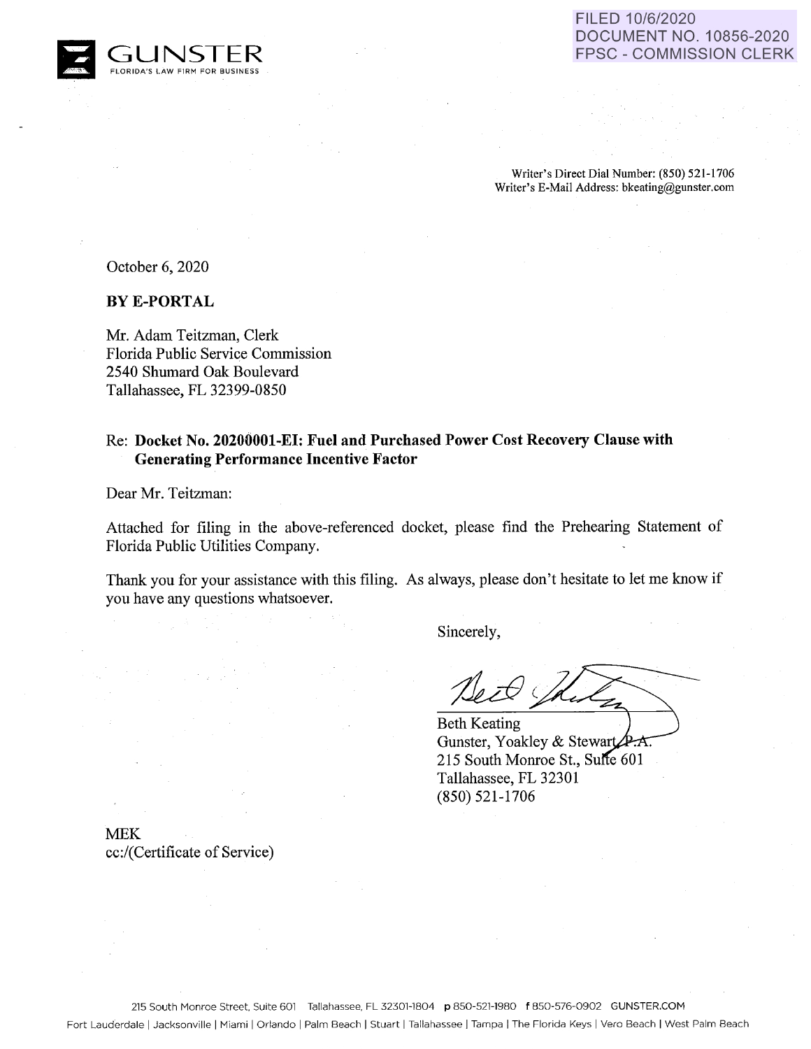FILED 10/6/2020
DOCUMENT NO. 10856-2020
FPSC - COMMISSION CLERK

GUNSTER
FLORIDA'S LAW FIRM FOR BUSINESS

Writer's Direct Dial Number: (850) 521-1706
Writer's E-Mail Address: bkeating@gunster.com

October 6, 2020

**BY E-PORTAL**

Mr. Adam Teitzman, Clerk
Florida Public Service Commission
2540 Shumard Oak Boulevard
Tallahassee, FL 32399-0850

Re: **Docket No. 20200001-EI: Fuel and Purchased Power Cost Recovery Clause with Generating Performance Incentive Factor**

Dear Mr. Teitzman:

Attached for filing in the above-referenced docket, please find the Prehearing Statement of Florida Public Utilities Company.

Thank you for your assistance with this filing. As always, please don't hesitate to let me know if you have any questions whatsoever.

Sincerely,

Beth Keating
Gunster, Yoakley & Stewart, P.A.
215 South Monroe St., Suite 601
Tallahassee, FL 32301
(850) 521-1706

MEK
cc:/(Certificate of Service)

215 South Monroe Street, Suite 601 Tallahassee, FL 32301-1804 p 850-521-1980 f 850-576-0902 GUNSTER.COM
Fort Lauderdale | Jacksonville | Miami | Orlando | Palm Beach | Stuart | Tallahassee | Tampa | The Florida Keys | Vero Beach | West Palm Beach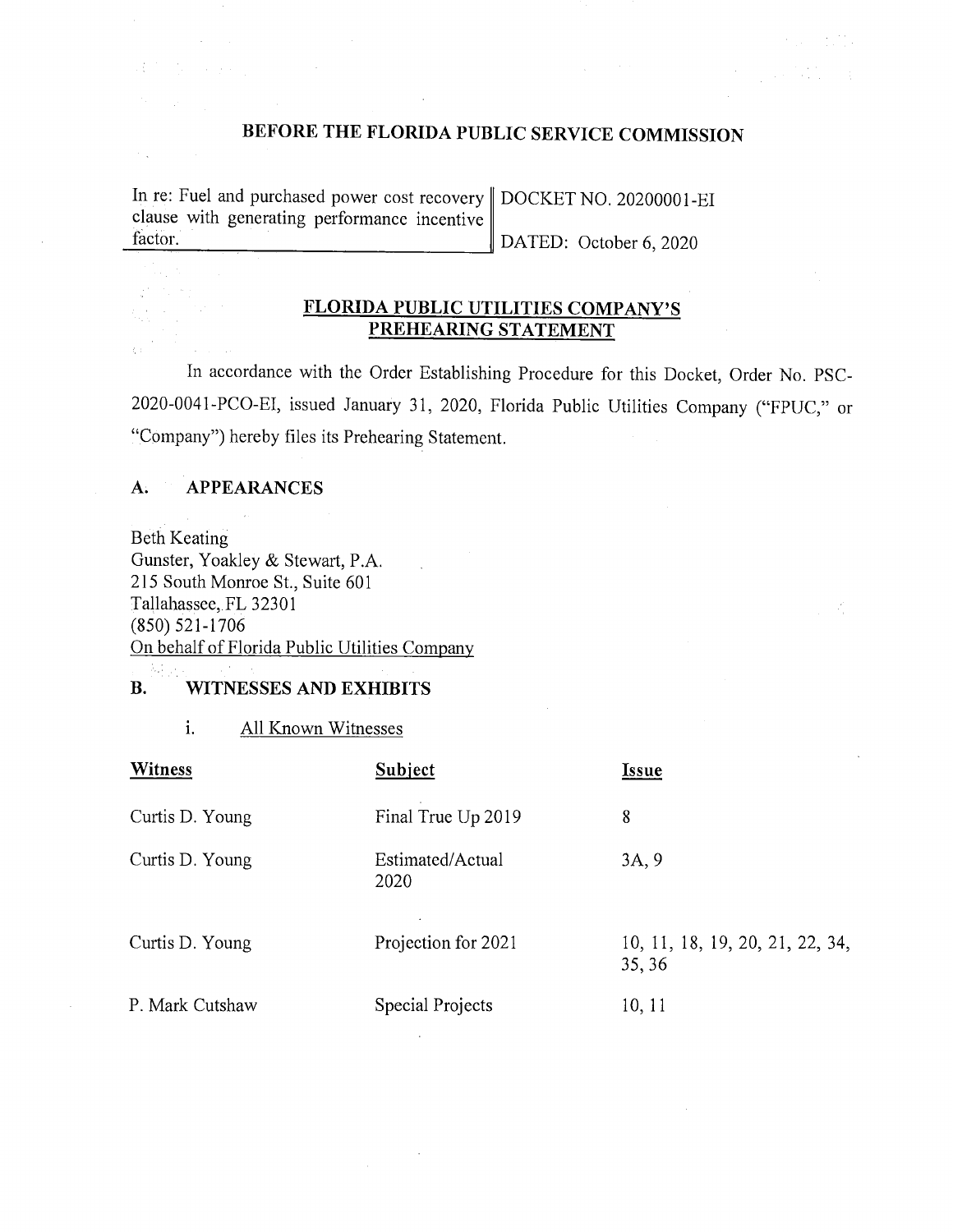# BEFORE THE FLORIDA PUBLIC SERVICE COMMISSION

| In re: Fuel and purchased power cost recovery clause with generating performance incentive factor. | DOCKET NO. 20200001-EI<br><br>DATED: October 6, 2020 |
|---|---|

## FLORIDA PUBLIC UTILITIES COMPANY'S PREHEARING STATEMENT

In accordance with the Order Establishing Procedure for this Docket, Order No. PSC-2020-0041-PCO-EI, issued January 31, 2020, Florida Public Utilities Company ("FPUC," or "Company") hereby files its Prehearing Statement.

### A. APPEARANCES

Beth Keating
Gunster, Yoakley & Stewart, P.A.
215 South Monroe St., Suite 601
Tallahassee, FL 32301
(850) 521-1706
On behalf of Florida Public Utilities Company

### B. WITNESSES AND EXHIBITS

i. All Known Witnesses

| Witness | Subject | Issue |
|---|---|---|
| Curtis D. Young | Final True Up 2019 | 8 |
| Curtis D. Young | Estimated/Actual 2020 | 3A, 9 |
| Curtis D. Young | Projection for 2021 | 10, 11, 18, 19, 20, 21, 22, 34, 35, 36 |
| P. Mark Cutshaw | Special Projects | 10, 11 |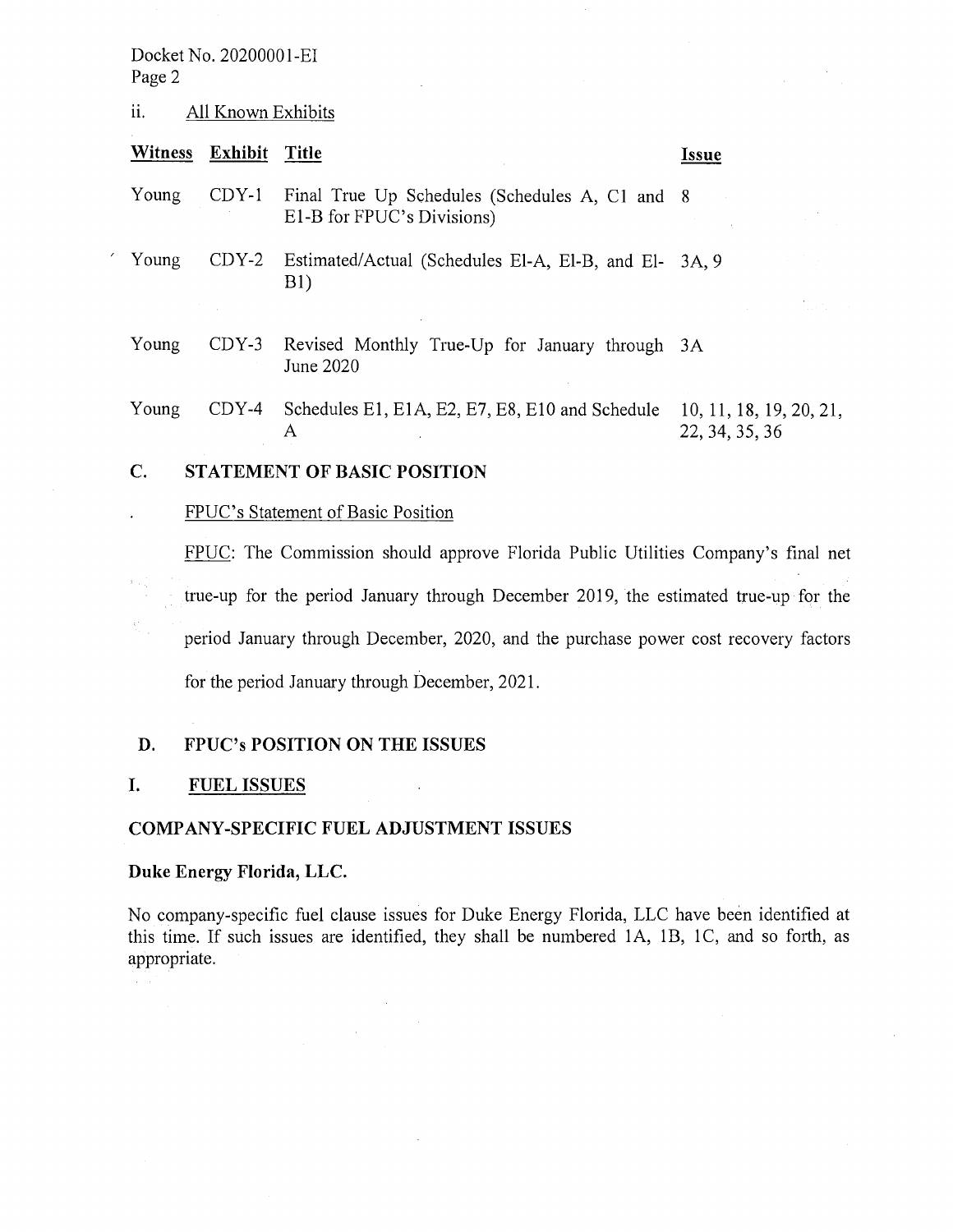ii. All Known Exhibits

| Witness | Exhibit | Title | Issue |
|---|---|---|---|
| Young | CDY-1 | Final True Up Schedules (Schedules A, C1 and E1-B for FPUC's Divisions) | 8 |
| Young | CDY-2 | Estimated/Actual (Schedules El-A, El-B, and El-B1) | 3A, 9 |
| Young | CDY-3 | Revised Monthly True-Up for January through June 2020 | 3A |
| Young | CDY-4 | Schedules E1, E1A, E2, E7, E8, E10 and Schedule A | 10, 11, 18, 19, 20, 21, 22, 34, 35, 36 |

## C. STATEMENT OF BASIC POSITION

FPUC's Statement of Basic Position

FPUC: The Commission should approve Florida Public Utilities Company's final net true-up for the period January through December 2019, the estimated true-up for the period January through December, 2020, and the purchase power cost recovery factors for the period January through December, 2021.

## D. FPUC's POSITION ON THE ISSUES

## I. FUEL ISSUES

### COMPANY-SPECIFIC FUEL ADJUSTMENT ISSUES

**Duke Energy Florida, LLC.**

No company-specific fuel clause issues for Duke Energy Florida, LLC have been identified at this time. If such issues are identified, they shall be numbered 1A, 1B, 1C, and so forth, as appropriate.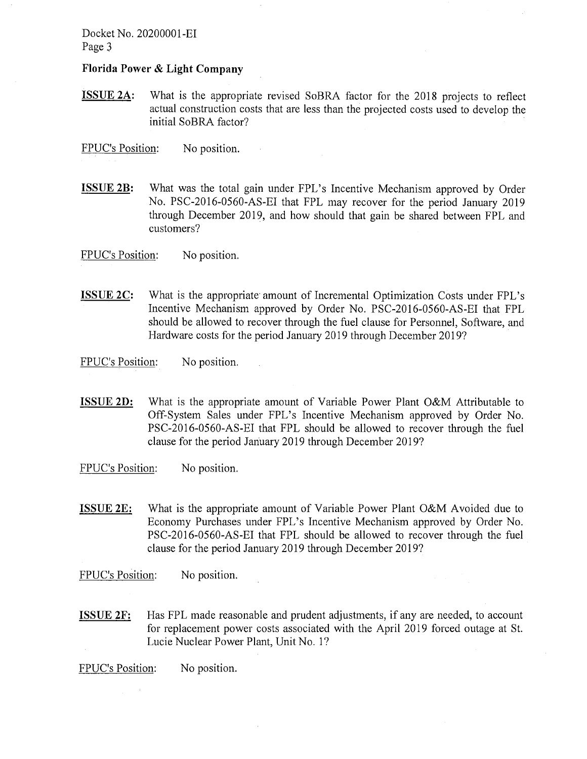**Florida Power & Light Company**

**ISSUE 2A:** What is the appropriate revised SoBRA factor for the 2018 projects to reflect actual construction costs that are less than the projected costs used to develop the initial SoBRA factor?

FPUC's Position: No position.

**ISSUE 2B:** What was the total gain under FPL's Incentive Mechanism approved by Order No. PSC-2016-0560-AS-EI that FPL may recover for the period January 2019 through December 2019, and how should that gain be shared between FPL and customers?

FPUC's Position: No position.

**ISSUE 2C:** What is the appropriate amount of Incremental Optimization Costs under FPL's Incentive Mechanism approved by Order No. PSC-2016-0560-AS-EI that FPL should be allowed to recover through the fuel clause for Personnel, Software, and Hardware costs for the period January 2019 through December 2019?

FPUC's Position: No position.

**ISSUE 2D:** What is the appropriate amount of Variable Power Plant O&M Attributable to Off-System Sales under FPL's Incentive Mechanism approved by Order No. PSC-2016-0560-AS-EI that FPL should be allowed to recover through the fuel clause for the period January 2019 through December 2019?

FPUC's Position: No position.

**ISSUE 2E:** What is the appropriate amount of Variable Power Plant O&M Avoided due to Economy Purchases under FPL's Incentive Mechanism approved by Order No. PSC-2016-0560-AS-EI that FPL should be allowed to recover through the fuel clause for the period January 2019 through December 2019?

FPUC's Position: No position.

**ISSUE 2F:** Has FPL made reasonable and prudent adjustments, if any are needed, to account for replacement power costs associated with the April 2019 forced outage at St. Lucie Nuclear Power Plant, Unit No. 1?

FPUC's Position: No position.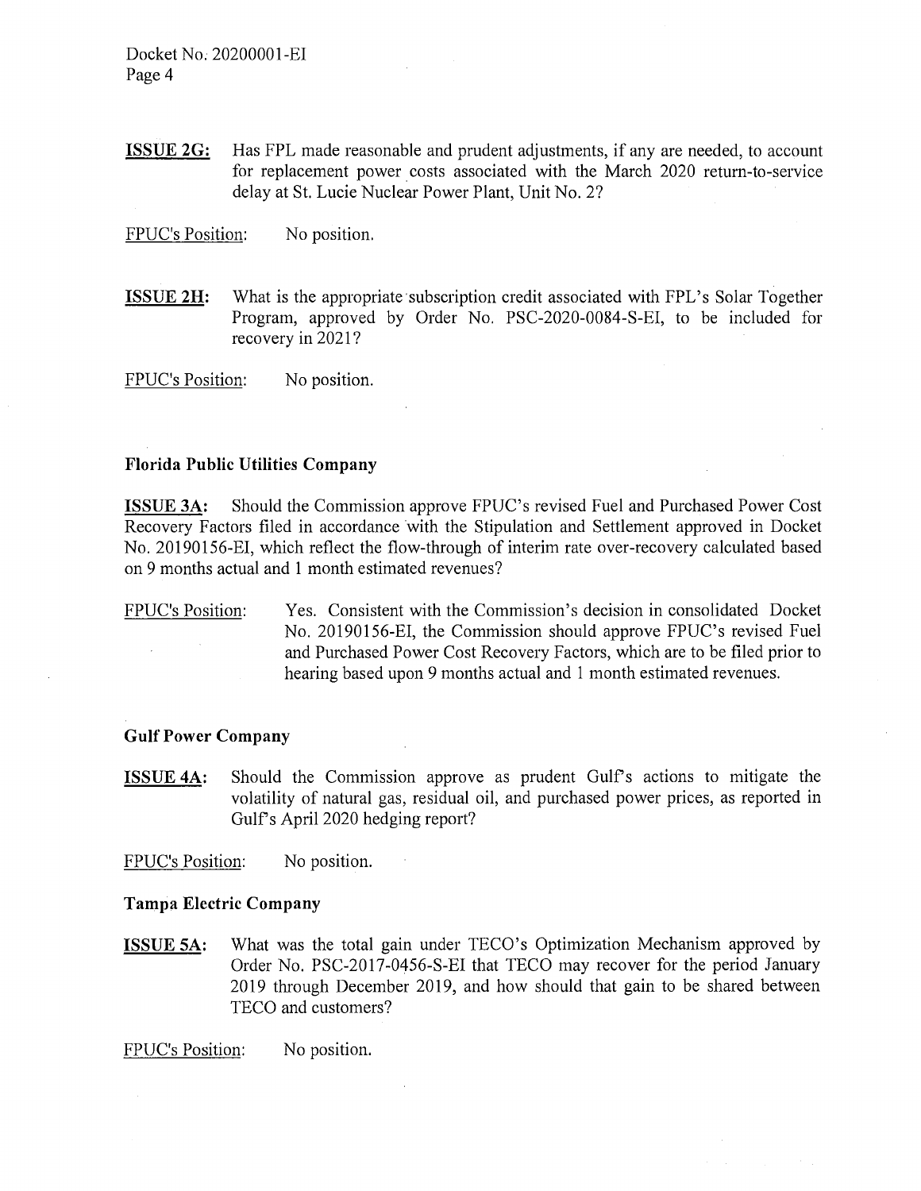**ISSUE 2G:** Has FPL made reasonable and prudent adjustments, if any are needed, to account for replacement power costs associated with the March 2020 return-to-service delay at St. Lucie Nuclear Power Plant, Unit No. 2?

FPUC's Position: No position.

**ISSUE 2H:** What is the appropriate subscription credit associated with FPL's Solar Together Program, approved by Order No. PSC-2020-0084-S-EI, to be included for recovery in 2021?

FPUC's Position: No position.

**Florida Public Utilities Company**

**ISSUE 3A:** Should the Commission approve FPUC's revised Fuel and Purchased Power Cost Recovery Factors filed in accordance with the Stipulation and Settlement approved in Docket No. 20190156-EI, which reflect the flow-through of interim rate over-recovery calculated based on 9 months actual and 1 month estimated revenues?

FPUC's Position: Yes. Consistent with the Commission's decision in consolidated Docket No. 20190156-EI, the Commission should approve FPUC's revised Fuel and Purchased Power Cost Recovery Factors, which are to be filed prior to hearing based upon 9 months actual and 1 month estimated revenues.

**Gulf Power Company**

**ISSUE 4A:** Should the Commission approve as prudent Gulf's actions to mitigate the volatility of natural gas, residual oil, and purchased power prices, as reported in Gulf's April 2020 hedging report?

FPUC's Position: No position.

**Tampa Electric Company**

**ISSUE 5A:** What was the total gain under TECO's Optimization Mechanism approved by Order No. PSC-2017-0456-S-EI that TECO may recover for the period January 2019 through December 2019, and how should that gain to be shared between TECO and customers?

FPUC's Position: No position.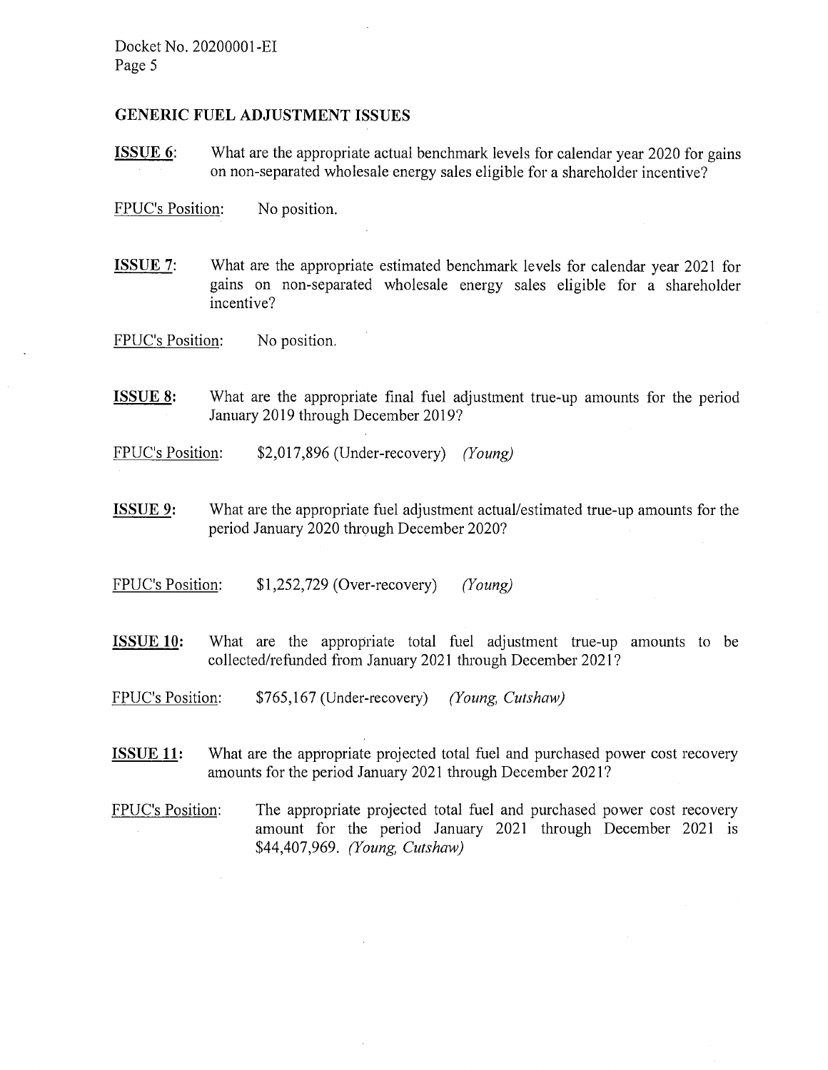## GENERIC FUEL ADJUSTMENT ISSUES

**ISSUE 6:** What are the appropriate actual benchmark levels for calendar year 2020 for gains on non-separated wholesale energy sales eligible for a shareholder incentive?

FPUC's Position: No position.

**ISSUE 7:** What are the appropriate estimated benchmark levels for calendar year 2021 for gains on non-separated wholesale energy sales eligible for a shareholder incentive?

FPUC's Position: No position.

**ISSUE 8:** What are the appropriate final fuel adjustment true-up amounts for the period January 2019 through December 2019?

FPUC's Position: $2,017,896 (Under-recovery) *(Young)*

**ISSUE 9:** What are the appropriate fuel adjustment actual/estimated true-up amounts for the period January 2020 through December 2020?

FPUC's Position: $1,252,729 (Over-recovery) *(Young)*

**ISSUE 10:** What are the appropriate total fuel adjustment true-up amounts to be collected/refunded from January 2021 through December 2021?

FPUC's Position: $765,167 (Under-recovery) *(Young, Cutshaw)*

**ISSUE 11:** What are the appropriate projected total fuel and purchased power cost recovery amounts for the period January 2021 through December 2021?

FPUC's Position: The appropriate projected total fuel and purchased power cost recovery amount for the period January 2021 through December 2021 is $44,407,969. *(Young, Cutshaw)*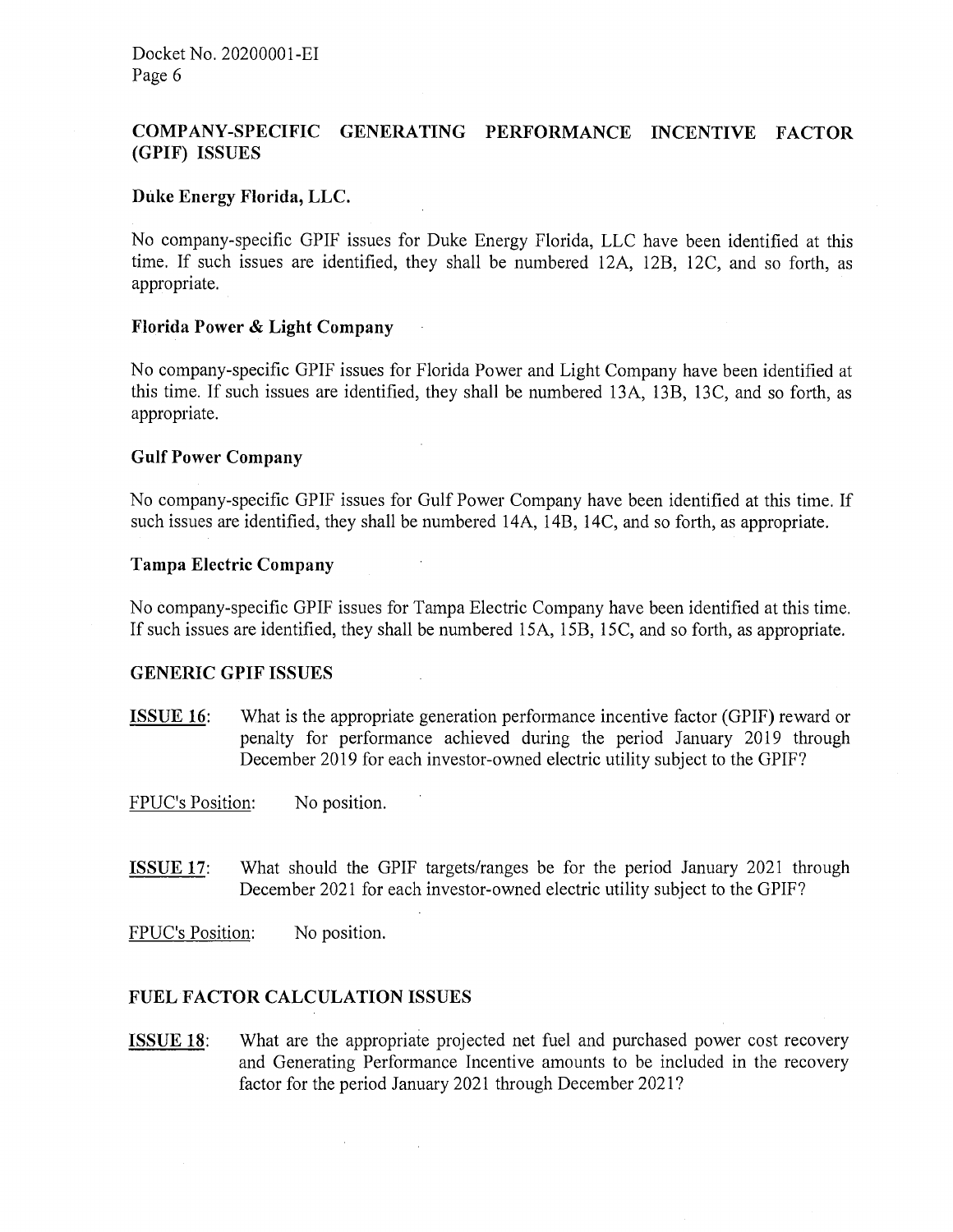## COMPANY-SPECIFIC GENERATING PERFORMANCE INCENTIVE FACTOR (GPIF) ISSUES

### Duke Energy Florida, LLC.

No company-specific GPIF issues for Duke Energy Florida, LLC have been identified at this time. If such issues are identified, they shall be numbered 12A, 12B, 12C, and so forth, as appropriate.

### Florida Power & Light Company

No company-specific GPIF issues for Florida Power and Light Company have been identified at this time. If such issues are identified, they shall be numbered 13A, 13B, 13C, and so forth, as appropriate.

### Gulf Power Company

No company-specific GPIF issues for Gulf Power Company have been identified at this time. If such issues are identified, they shall be numbered 14A, 14B, 14C, and so forth, as appropriate.

### Tampa Electric Company

No company-specific GPIF issues for Tampa Electric Company have been identified at this time. If such issues are identified, they shall be numbered 15A, 15B, 15C, and so forth, as appropriate.

## GENERIC GPIF ISSUES

**ISSUE 16**: What is the appropriate generation performance incentive factor (GPIF) reward or penalty for performance achieved during the period January 2019 through December 2019 for each investor-owned electric utility subject to the GPIF?

FPUC's Position: No position.

**ISSUE 17**: What should the GPIF targets/ranges be for the period January 2021 through December 2021 for each investor-owned electric utility subject to the GPIF?

FPUC's Position: No position.

## FUEL FACTOR CALCULATION ISSUES

**ISSUE 18**: What are the appropriate projected net fuel and purchased power cost recovery and Generating Performance Incentive amounts to be included in the recovery factor for the period January 2021 through December 2021?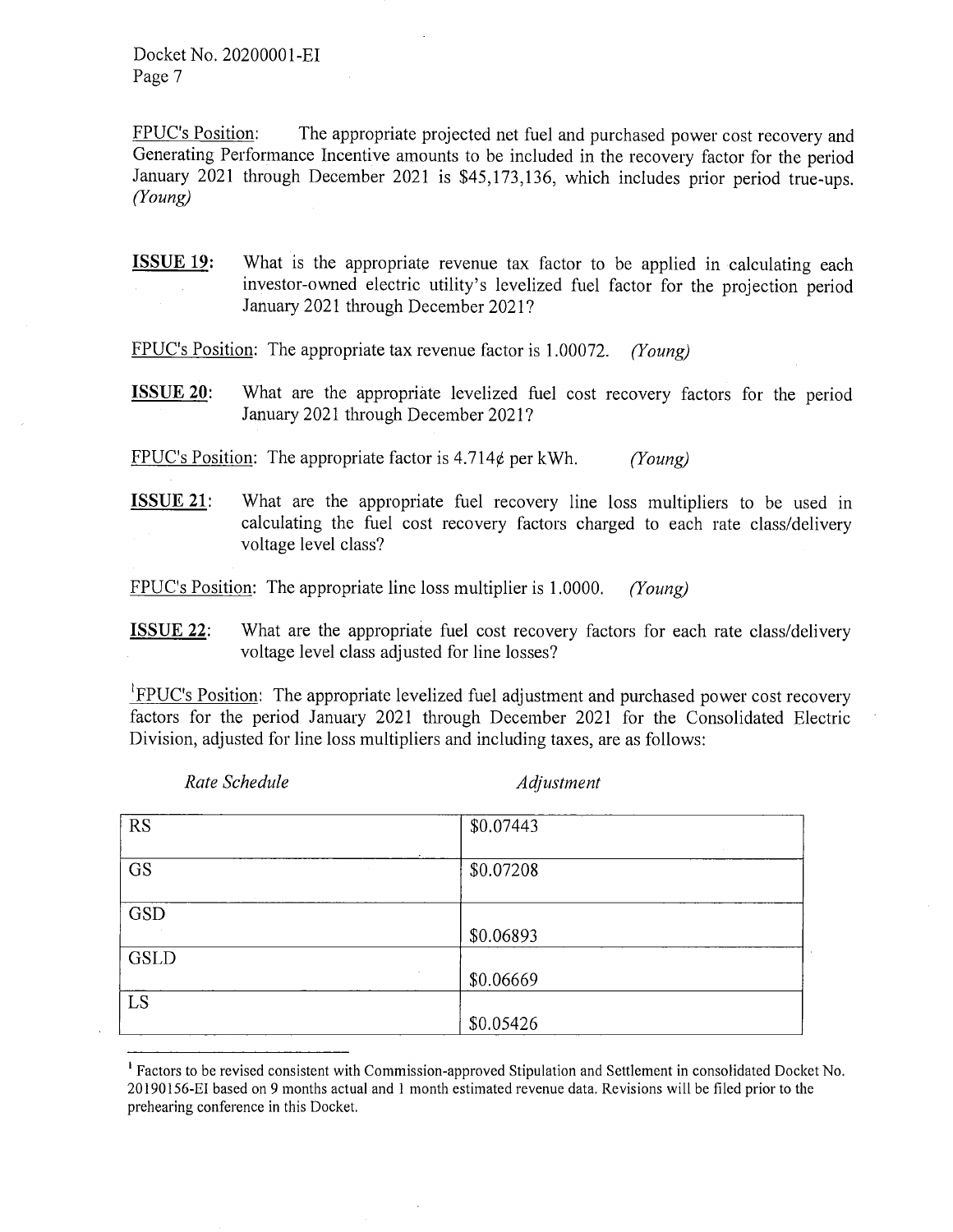FPUC's Position: The appropriate projected net fuel and purchased power cost recovery and Generating Performance Incentive amounts to be included in the recovery factor for the period January 2021 through December 2021 is $45,173,136, which includes prior period true-ups. *(Young)*

**ISSUE 19:** What is the appropriate revenue tax factor to be applied in calculating each investor-owned electric utility's levelized fuel factor for the projection period January 2021 through December 2021?

FPUC's Position: The appropriate tax revenue factor is 1.00072. *(Young)*

**ISSUE 20:** What are the appropriate levelized fuel cost recovery factors for the period January 2021 through December 2021?

FPUC's Position: The appropriate factor is 4.714¢ per kWh. *(Young)*

**ISSUE 21:** What are the appropriate fuel recovery line loss multipliers to be used in calculating the fuel cost recovery factors charged to each rate class/delivery voltage level class?

FPUC's Position: The appropriate line loss multiplier is 1.0000. *(Young)*

**ISSUE 22:** What are the appropriate fuel cost recovery factors for each rate class/delivery voltage level class adjusted for line losses?

[1]FPUC's Position: The appropriate levelized fuel adjustment and purchased power cost recovery factors for the period January 2021 through December 2021 for the Consolidated Electric Division, adjusted for line loss multipliers and including taxes, are as follows:

| *Rate Schedule* | *Adjustment* |
|---|---|
| RS | $0.07443 |
| GS | $0.07208 |
| GSD | $0.06893 |
| GSLD | $0.06669 |
| LS | $0.05426 |

[1] Factors to be revised consistent with Commission-approved Stipulation and Settlement in consolidated Docket No. 20190156-EI based on 9 months actual and 1 month estimated revenue data. Revisions will be filed prior to the prehearing conference in this Docket.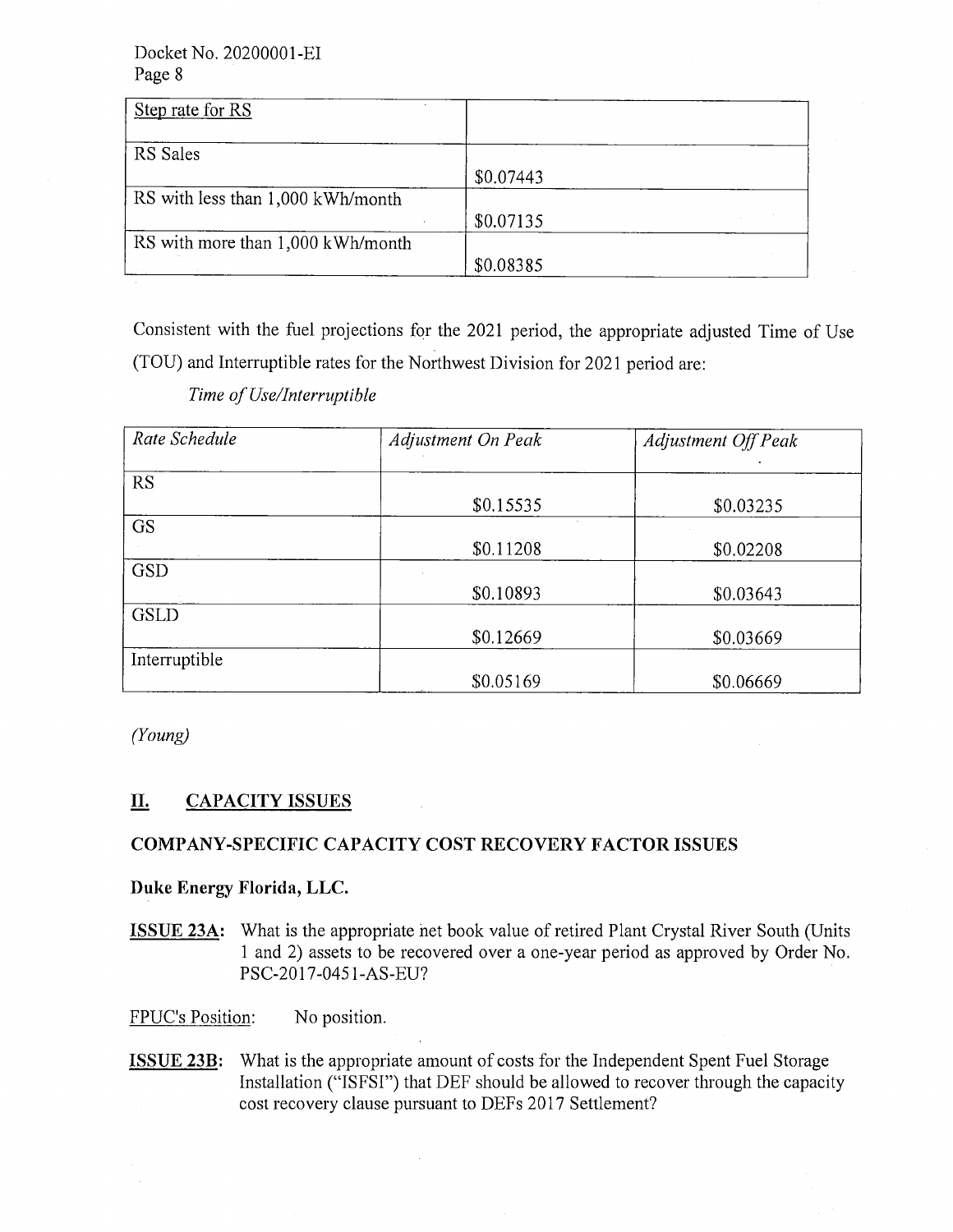| Step rate for RS | |
|---|---|
| RS Sales | $0.07443 |
| RS with less than 1,000 kWh/month | $0.07135 |
| RS with more than 1,000 kWh/month | $0.08385 |

Consistent with the fuel projections for the 2021 period, the appropriate adjusted Time of Use (TOU) and Interruptible rates for the Northwest Division for 2021 period are:

*Time of Use/Interruptible*

| *Rate Schedule* | *Adjustment On Peak* | *Adjustment Off Peak* |
|---|---|---|
| RS | $0.15535 | $0.03235 |
| GS | $0.11208 | $0.02208 |
| GSD | $0.10893 | $0.03643 |
| GSLD | $0.12669 | $0.03669 |
| Interruptible | $0.05169 | $0.06669 |

*(Young)*

## II. CAPACITY ISSUES

### COMPANY-SPECIFIC CAPACITY COST RECOVERY FACTOR ISSUES

**Duke Energy Florida, LLC.**

**ISSUE 23A:** What is the appropriate net book value of retired Plant Crystal River South (Units 1 and 2) assets to be recovered over a one-year period as approved by Order No. PSC-2017-0451-AS-EU?

FPUC's Position: No position.

**ISSUE 23B:** What is the appropriate amount of costs for the Independent Spent Fuel Storage Installation ("ISFSI") that DEF should be allowed to recover through the capacity cost recovery clause pursuant to DEFs 2017 Settlement?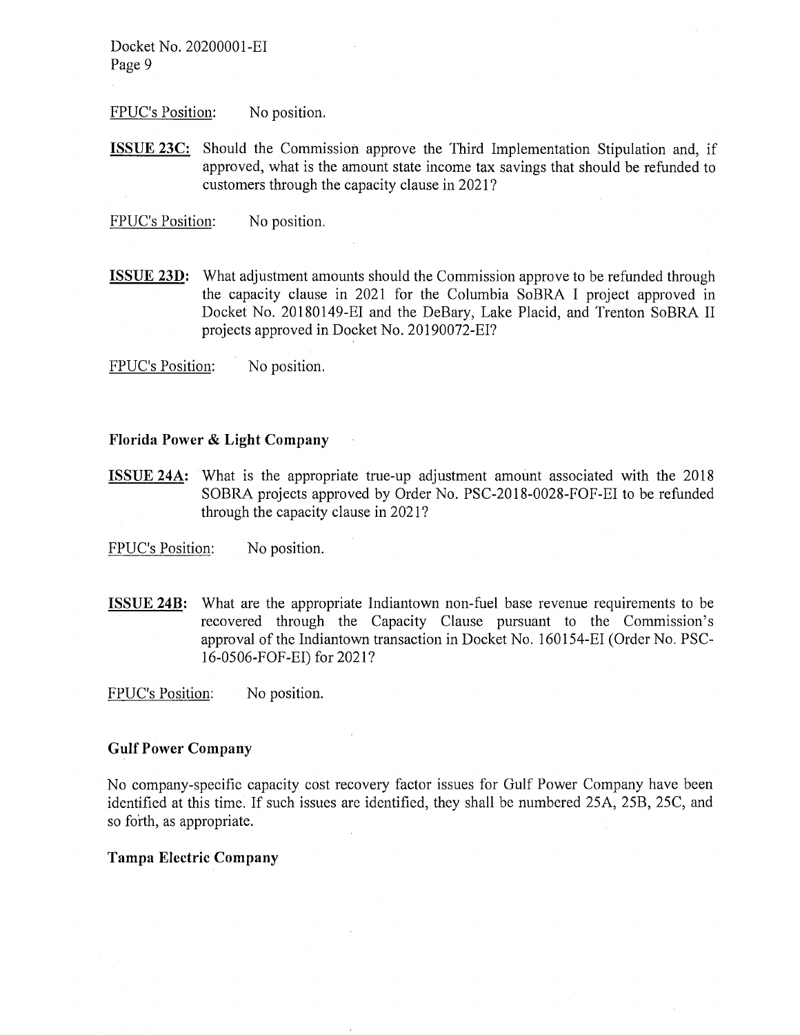FPUC's Position: No position.

**ISSUE 23C:** Should the Commission approve the Third Implementation Stipulation and, if approved, what is the amount state income tax savings that should be refunded to customers through the capacity clause in 2021?

FPUC's Position: No position.

**ISSUE 23D:** What adjustment amounts should the Commission approve to be refunded through the capacity clause in 2021 for the Columbia SoBRA I project approved in Docket No. 20180149-EI and the DeBary, Lake Placid, and Trenton SoBRA II projects approved in Docket No. 20190072-EI?

FPUC's Position: No position.

**Florida Power & Light Company**

**ISSUE 24A:** What is the appropriate true-up adjustment amount associated with the 2018 SOBRA projects approved by Order No. PSC-2018-0028-FOF-EI to be refunded through the capacity clause in 2021?

FPUC's Position: No position.

**ISSUE 24B:** What are the appropriate Indiantown non-fuel base revenue requirements to be recovered through the Capacity Clause pursuant to the Commission's approval of the Indiantown transaction in Docket No. 160154-EI (Order No. PSC-16-0506-FOF-EI) for 2021?

FPUC's Position: No position.

**Gulf Power Company**

No company-specific capacity cost recovery factor issues for Gulf Power Company have been identified at this time. If such issues are identified, they shall be numbered 25A, 25B, 25C, and so forth, as appropriate.

**Tampa Electric Company**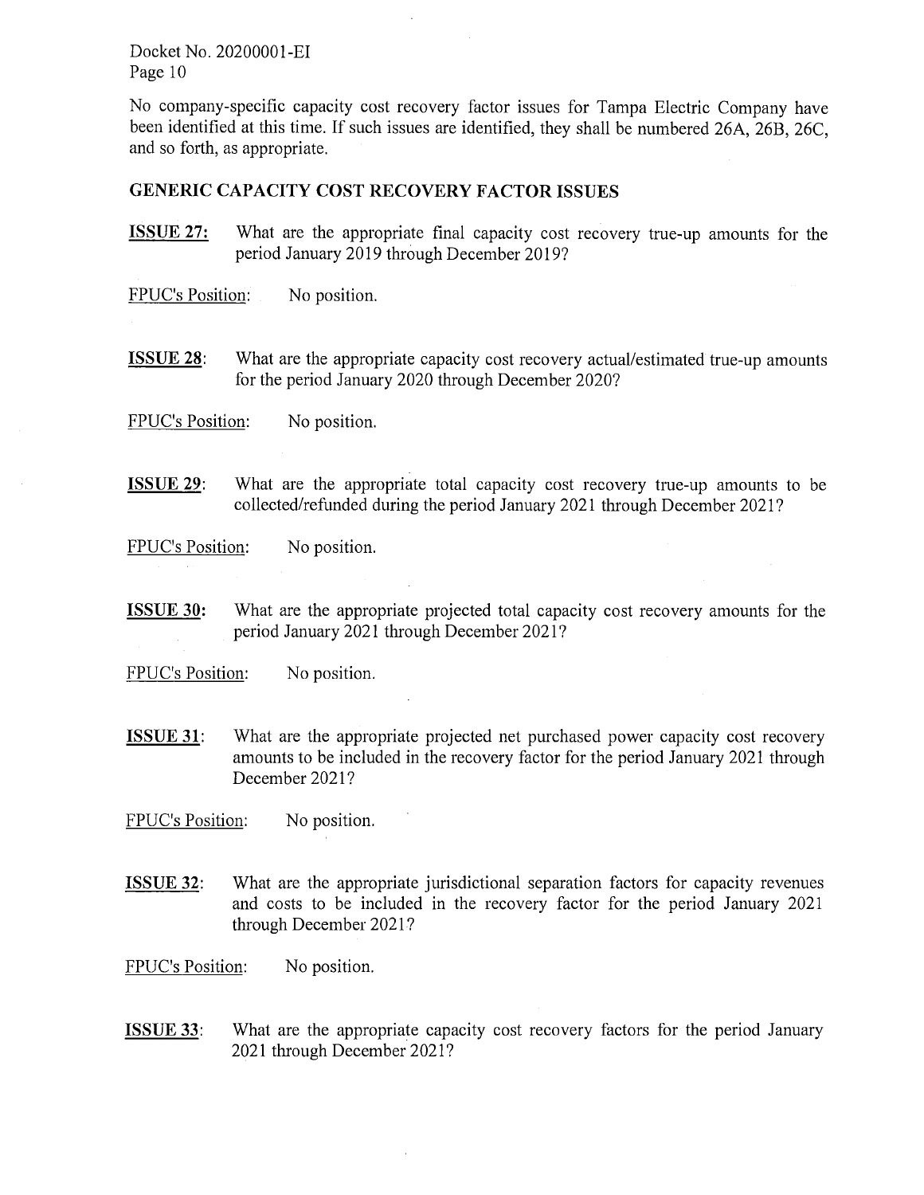Docket No. 20200001-EI

No company-specific capacity cost recovery factor issues for Tampa Electric Company have been identified at this time. If such issues are identified, they shall be numbered 26A, 26B, 26C, and so forth, as appropriate.

## GENERIC CAPACITY COST RECOVERY FACTOR ISSUES

**ISSUE 27:** What are the appropriate final capacity cost recovery true-up amounts for the period January 2019 through December 2019?

FPUC's Position: No position.

**ISSUE 28**: What are the appropriate capacity cost recovery actual/estimated true-up amounts for the period January 2020 through December 2020?

FPUC's Position: No position.

**ISSUE 29**: What are the appropriate total capacity cost recovery true-up amounts to be collected/refunded during the period January 2021 through December 2021?

FPUC's Position: No position.

**ISSUE 30:** What are the appropriate projected total capacity cost recovery amounts for the period January 2021 through December 2021?

FPUC's Position: No position.

**ISSUE 31**: What are the appropriate projected net purchased power capacity cost recovery amounts to be included in the recovery factor for the period January 2021 through December 2021?

FPUC's Position: No position.

**ISSUE 32**: What are the appropriate jurisdictional separation factors for capacity revenues and costs to be included in the recovery factor for the period January 2021 through December 2021?

FPUC's Position: No position.

**ISSUE 33**: What are the appropriate capacity cost recovery factors for the period January 2021 through December 2021?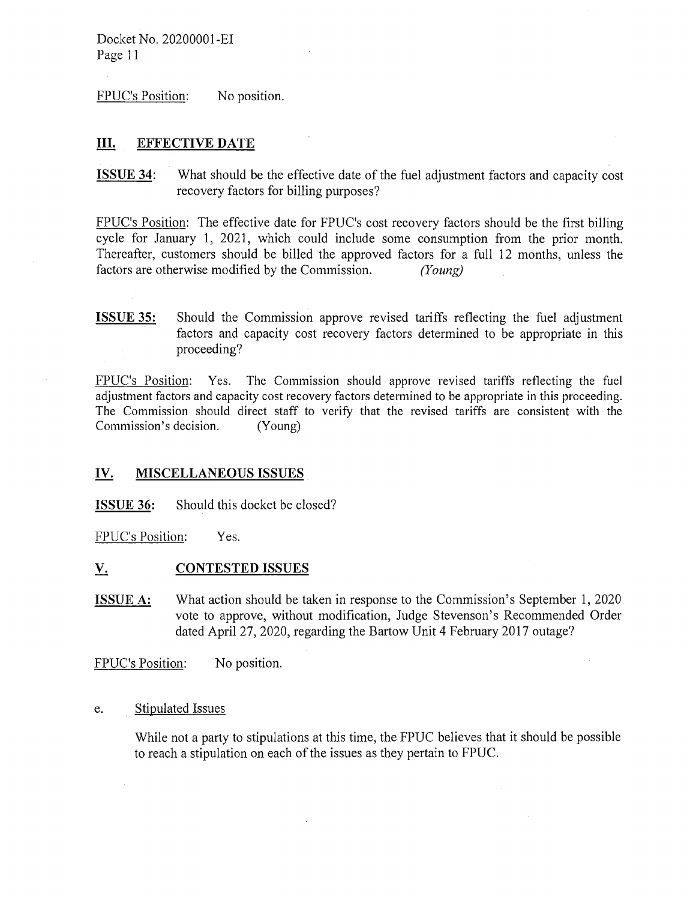FPUC's Position: No position.

## III. EFFECTIVE DATE

**ISSUE 34**: What should be the effective date of the fuel adjustment factors and capacity cost recovery factors for billing purposes?

FPUC's Position: The effective date for FPUC's cost recovery factors should be the first billing cycle for January 1, 2021, which could include some consumption from the prior month. Thereafter, customers should be billed the approved factors for a full 12 months, unless the factors are otherwise modified by the Commission. *(Young)*

**ISSUE 35:** Should the Commission approve revised tariffs reflecting the fuel adjustment factors and capacity cost recovery factors determined to be appropriate in this proceeding?

FPUC's Position: Yes. The Commission should approve revised tariffs reflecting the fuel adjustment factors and capacity cost recovery factors determined to be appropriate in this proceeding. The Commission should direct staff to verify that the revised tariffs are consistent with the Commission's decision. (Young)

## IV. MISCELLANEOUS ISSUES

**ISSUE 36:** Should this docket be closed?

FPUC's Position: Yes.

## V. CONTESTED ISSUES

**ISSUE A:** What action should be taken in response to the Commission's September 1, 2020 vote to approve, without modification, Judge Stevenson's Recommended Order dated April 27, 2020, regarding the Bartow Unit 4 February 2017 outage?

FPUC's Position: No position.

e. Stipulated Issues

While not a party to stipulations at this time, the FPUC believes that it should be possible to reach a stipulation on each of the issues as they pertain to FPUC.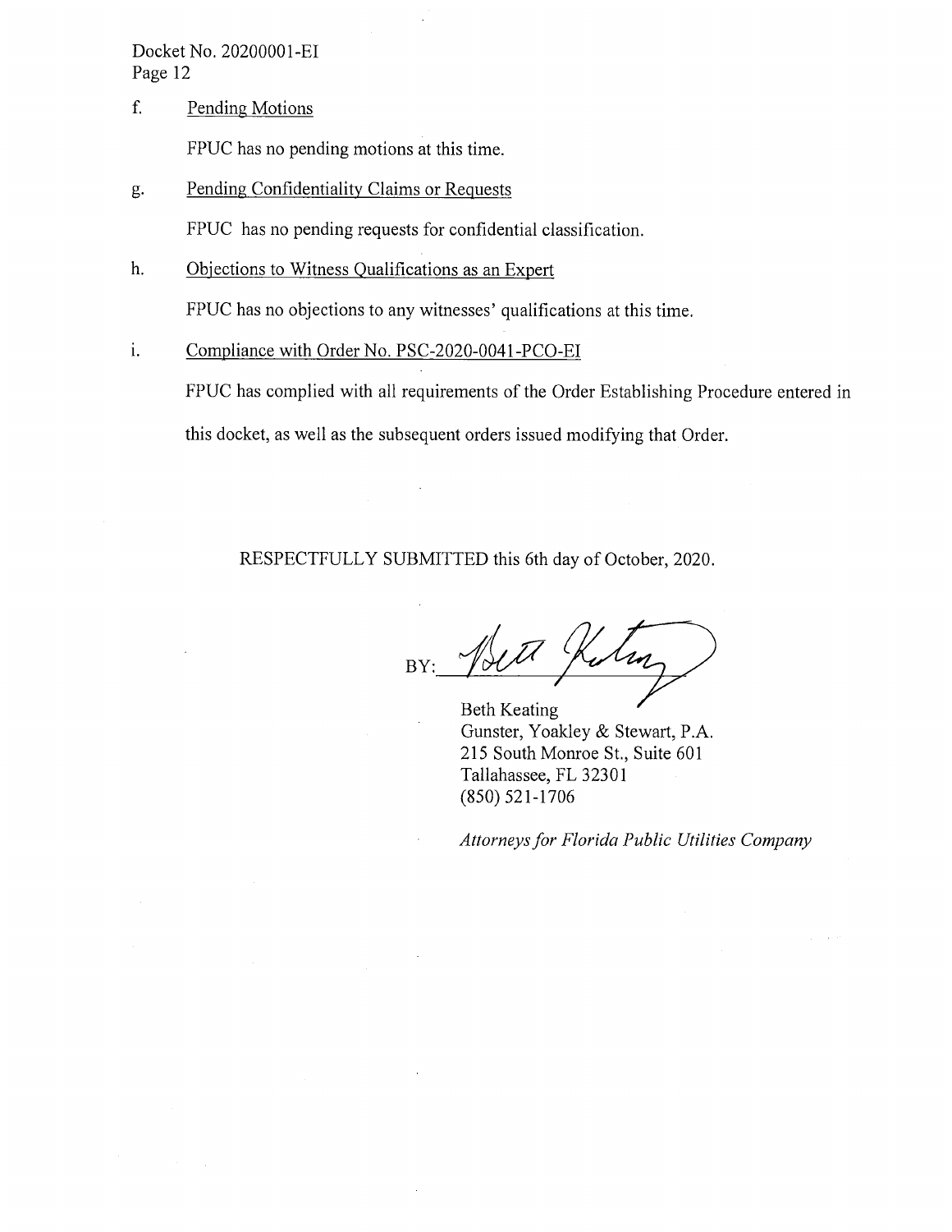f. Pending Motions

FPUC has no pending motions at this time.

g. Pending Confidentiality Claims or Requests

FPUC has no pending requests for confidential classification.

h. Objections to Witness Qualifications as an Expert

FPUC has no objections to any witnesses' qualifications at this time.

i. Compliance with Order No. PSC-2020-0041-PCO-EI

FPUC has complied with all requirements of the Order Establishing Procedure entered in this docket, as well as the subsequent orders issued modifying that Order.

RESPECTFULLY SUBMITTED this 6th day of October, 2020.

BY: ______________________

Beth Keating
Gunster, Yoakley & Stewart, P.A.
215 South Monroe St., Suite 601
Tallahassee, FL 32301
(850) 521-1706

*Attorneys for Florida Public Utilities Company*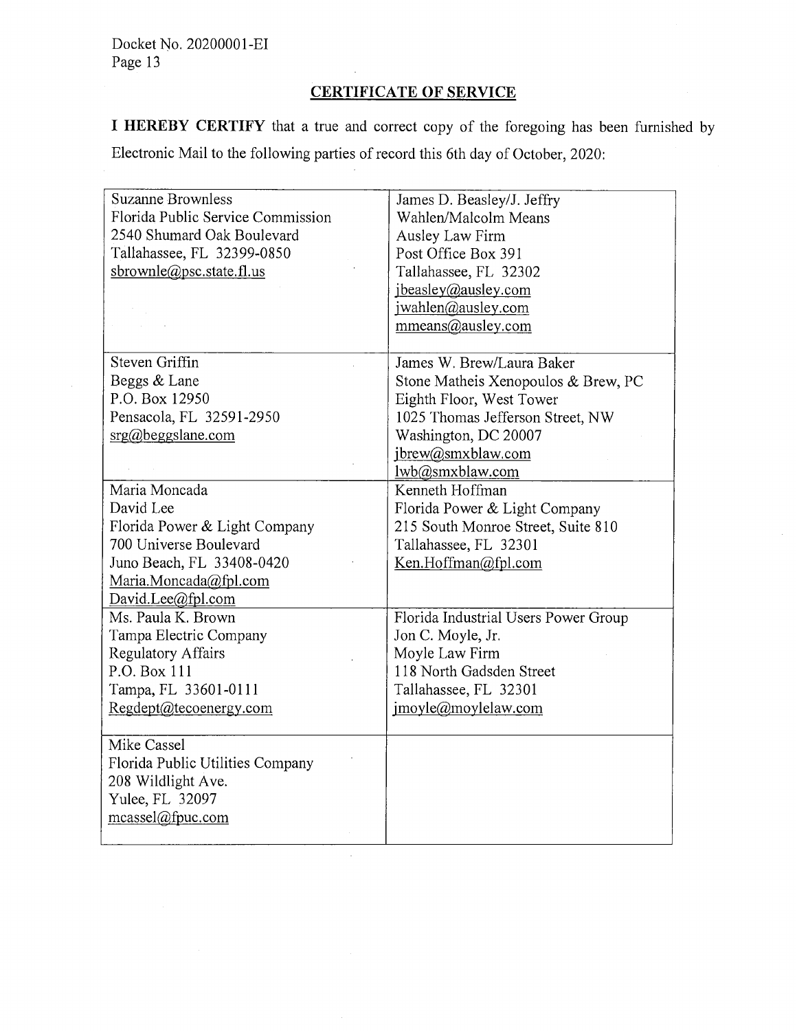## CERTIFICATE OF SERVICE

**I HEREBY CERTIFY** that a true and correct copy of the foregoing has been furnished by Electronic Mail to the following parties of record this 6th day of October, 2020:

| | |
|---|---|
| Suzanne Brownless<br>Florida Public Service Commission<br>2540 Shumard Oak Boulevard<br>Tallahassee, FL 32399-0850<br>sbrownle@psc.state.fl.us | James D. Beasley/J. Jeffry Wahlen/Malcolm Means<br>Ausley Law Firm<br>Post Office Box 391<br>Tallahassee, FL 32302<br>jbeasley@ausley.com<br>jwahlen@ausley.com<br>mmeans@ausley.com |
| Steven Griffin<br>Beggs & Lane<br>P.O. Box 12950<br>Pensacola, FL 32591-2950<br>srg@beggslane.com | James W. Brew/Laura Baker<br>Stone Matheis Xenopoulos & Brew, PC<br>Eighth Floor, West Tower<br>1025 Thomas Jefferson Street, NW<br>Washington, DC 20007<br>jbrew@smxblaw.com<br>lwb@smxblaw.com |
| Maria Moncada<br>David Lee<br>Florida Power & Light Company<br>700 Universe Boulevard<br>Juno Beach, FL 33408-0420<br>Maria.Moncada@fpl.com<br>David.Lee@fpl.com | Kenneth Hoffman<br>Florida Power & Light Company<br>215 South Monroe Street, Suite 810<br>Tallahassee, FL 32301<br>Ken.Hoffman@fpl.com |
| Ms. Paula K. Brown<br>Tampa Electric Company<br>Regulatory Affairs<br>P.O. Box 111<br>Tampa, FL 33601-0111<br>Regdept@tecoenergy.com | Florida Industrial Users Power Group<br>Jon C. Moyle, Jr.<br>Moyle Law Firm<br>118 North Gadsden Street<br>Tallahassee, FL 32301<br>jmoyle@moylelaw.com |
| Mike Cassel<br>Florida Public Utilities Company<br>208 Wildlight Ave.<br>Yulee, FL 32097<br>mcassel@fpuc.com | |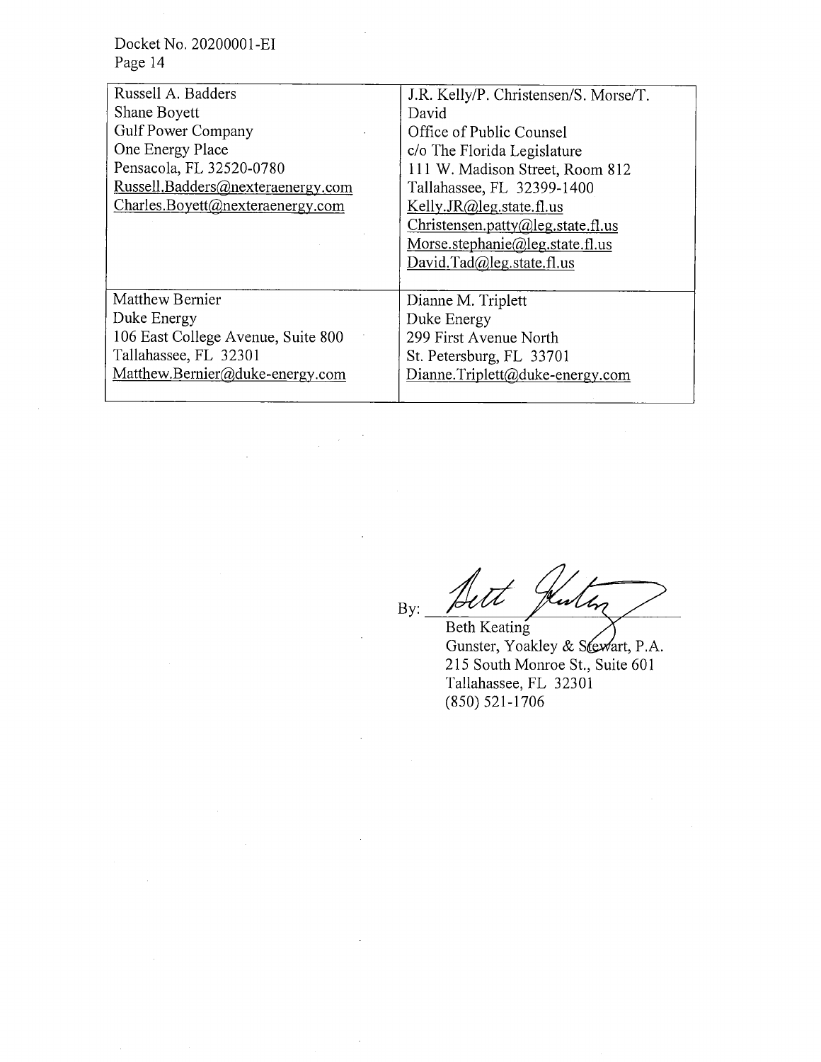| | |
|---|---|
| Russell A. Badders<br>Shane Boyett<br>Gulf Power Company<br>One Energy Place<br>Pensacola, FL 32520-0780<br>Russell.Badders@nexteraenergy.com<br>Charles.Boyett@nexteraenergy.com | J.R. Kelly/P. Christensen/S. Morse/T. David<br>Office of Public Counsel<br>c/o The Florida Legislature<br>111 W. Madison Street, Room 812<br>Tallahassee, FL 32399-1400<br>Kelly.JR@leg.state.fl.us<br>Christensen.patty@leg.state.fl.us<br>Morse.stephanie@leg.state.fl.us<br>David.Tad@leg.state.fl.us |
| Matthew Bernier<br>Duke Energy<br>106 East College Avenue, Suite 800<br>Tallahassee, FL 32301<br>Matthew.Bernier@duke-energy.com | Dianne M. Triplett<br>Duke Energy<br>299 First Avenue North<br>St. Petersburg, FL 33701<br>Dianne.Triplett@duke-energy.com |

By: ____________________

Beth Keating
Gunster, Yoakley & Stewart, P.A.
215 South Monroe St., Suite 601
Tallahassee, FL 32301
(850) 521-1706